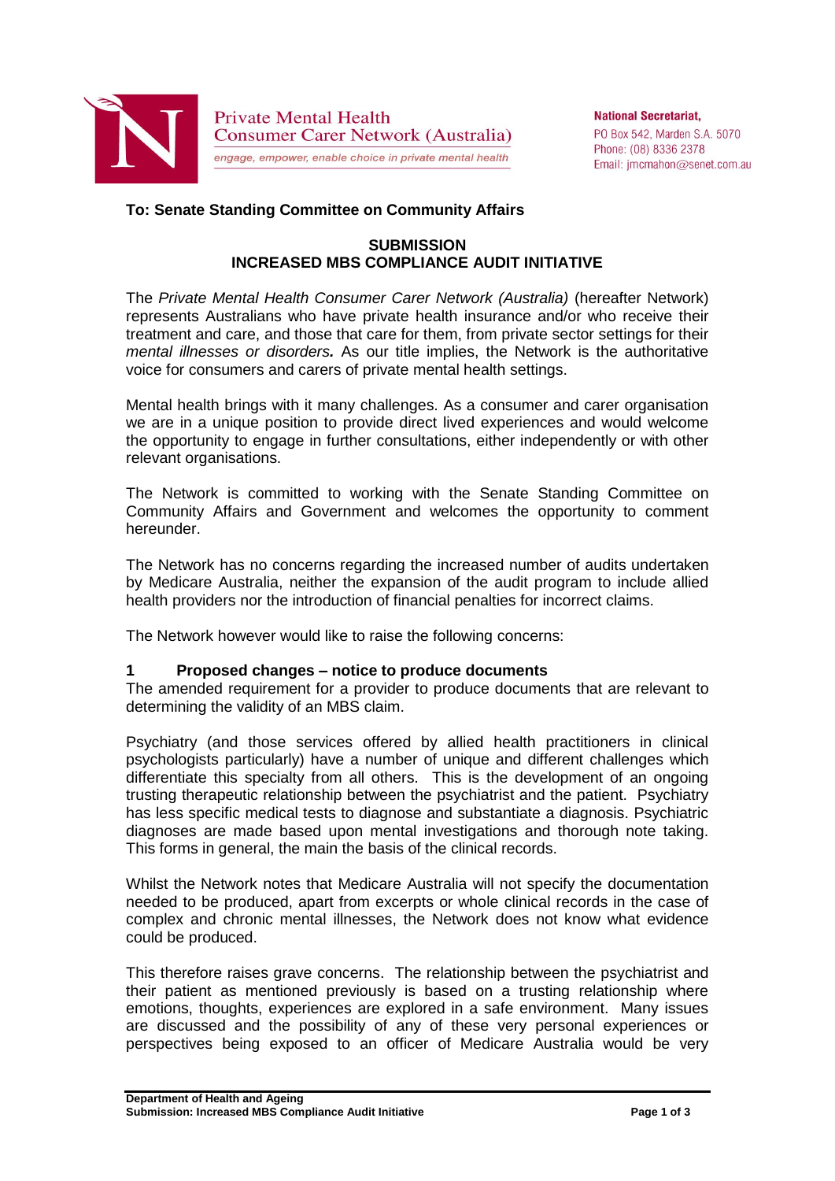Private Mental Health Consumer Carer Network (Australia)

*engage, empower, enable choice in private mental health*

**National Secretariat,**
PO Box 542, Marden S.A. 5070
Phone: (08) 8336 2378
Email: jmcmahon@senet.com.au

**To: Senate Standing Committee on Community Affairs**

**SUBMISSION**
**INCREASED MBS COMPLIANCE AUDIT INITIATIVE**

The *Private Mental Health Consumer Carer Network (Australia)* (hereafter Network) represents Australians who have private health insurance and/or who receive their treatment and care, and those that care for them, from private sector settings for their *mental illnesses or disorders.* As our title implies, the Network is the authoritative voice for consumers and carers of private mental health settings.

Mental health brings with it many challenges. As a consumer and carer organisation we are in a unique position to provide direct lived experiences and would welcome the opportunity to engage in further consultations, either independently or with other relevant organisations.

The Network is committed to working with the Senate Standing Committee on Community Affairs and Government and welcomes the opportunity to comment hereunder.

The Network has no concerns regarding the increased number of audits undertaken by Medicare Australia, neither the expansion of the audit program to include allied health providers nor the introduction of financial penalties for incorrect claims.

The Network however would like to raise the following concerns:

## 1 Proposed changes – notice to produce documents

The amended requirement for a provider to produce documents that are relevant to determining the validity of an MBS claim.

Psychiatry (and those services offered by allied health practitioners in clinical psychologists particularly) have a number of unique and different challenges which differentiate this specialty from all others. This is the development of an ongoing trusting therapeutic relationship between the psychiatrist and the patient. Psychiatry has less specific medical tests to diagnose and substantiate a diagnosis. Psychiatric diagnoses are made based upon mental investigations and thorough note taking. This forms in general, the main the basis of the clinical records.

Whilst the Network notes that Medicare Australia will not specify the documentation needed to be produced, apart from excerpts or whole clinical records in the case of complex and chronic mental illnesses, the Network does not know what evidence could be produced.

This therefore raises grave concerns. The relationship between the psychiatrist and their patient as mentioned previously is based on a trusting relationship where emotions, thoughts, experiences are explored in a safe environment. Many issues are discussed and the possibility of any of these very personal experiences or perspectives being exposed to an officer of Medicare Australia would be very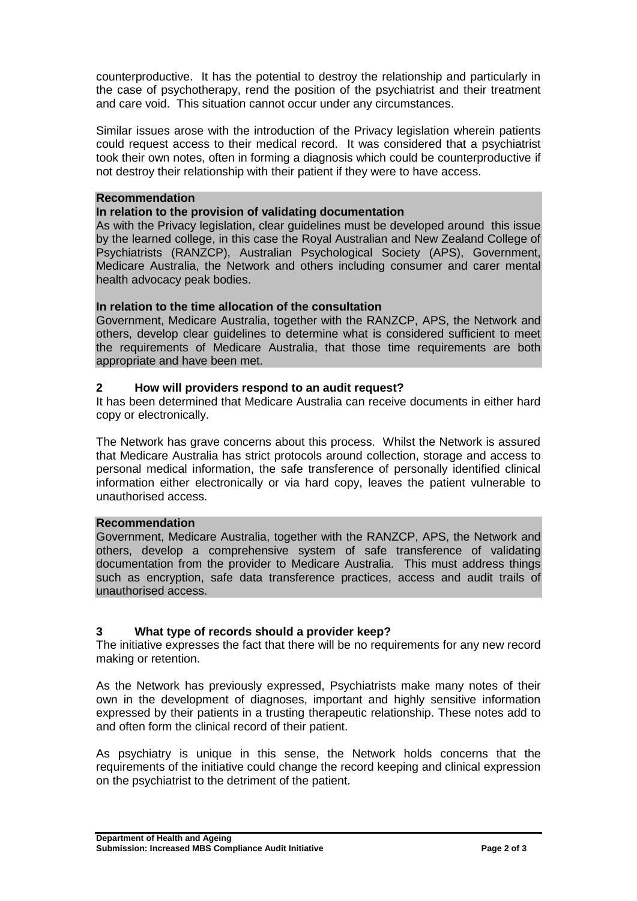counterproductive. It has the potential to destroy the relationship and particularly in the case of psychotherapy, rend the position of the psychiatrist and their treatment and care void. This situation cannot occur under any circumstances.

Similar issues arose with the introduction of the Privacy legislation wherein patients could request access to their medical record. It was considered that a psychiatrist took their own notes, often in forming a diagnosis which could be counterproductive if not destroy their relationship with their patient if they were to have access.

**Recommendation**

**In relation to the provision of validating documentation**

As with the Privacy legislation, clear guidelines must be developed around this issue by the learned college, in this case the Royal Australian and New Zealand College of Psychiatrists (RANZCP), Australian Psychological Society (APS), Government, Medicare Australia, the Network and others including consumer and carer mental health advocacy peak bodies.

**In relation to the time allocation of the consultation**

Government, Medicare Australia, together with the RANZCP, APS, the Network and others, develop clear guidelines to determine what is considered sufficient to meet the requirements of Medicare Australia, that those time requirements are both appropriate and have been met.

## 2 How will providers respond to an audit request?

It has been determined that Medicare Australia can receive documents in either hard copy or electronically.

The Network has grave concerns about this process. Whilst the Network is assured that Medicare Australia has strict protocols around collection, storage and access to personal medical information, the safe transference of personally identified clinical information either electronically or via hard copy, leaves the patient vulnerable to unauthorised access.

**Recommendation**

Government, Medicare Australia, together with the RANZCP, APS, the Network and others, develop a comprehensive system of safe transference of validating documentation from the provider to Medicare Australia. This must address things such as encryption, safe data transference practices, access and audit trails of unauthorised access.

## 3 What type of records should a provider keep?

The initiative expresses the fact that there will be no requirements for any new record making or retention.

As the Network has previously expressed, Psychiatrists make many notes of their own in the development of diagnoses, important and highly sensitive information expressed by their patients in a trusting therapeutic relationship. These notes add to and often form the clinical record of their patient.

As psychiatry is unique in this sense, the Network holds concerns that the requirements of the initiative could change the record keeping and clinical expression on the psychiatrist to the detriment of the patient.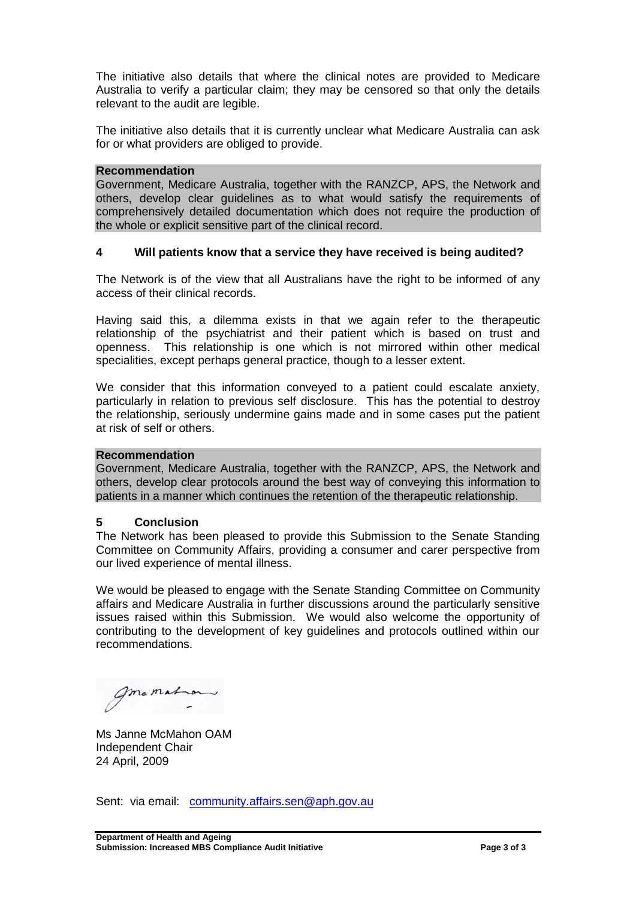The initiative also details that where the clinical notes are provided to Medicare Australia to verify a particular claim; they may be censored so that only the details relevant to the audit are legible.

The initiative also details that it is currently unclear what Medicare Australia can ask for or what providers are obliged to provide.

**Recommendation**
Government, Medicare Australia, together with the RANZCP, APS, the Network and others, develop clear guidelines as to what would satisfy the requirements of comprehensively detailed documentation which does not require the production of the whole or explicit sensitive part of the clinical record.

## 4 Will patients know that a service they have received is being audited?

The Network is of the view that all Australians have the right to be informed of any access of their clinical records.

Having said this, a dilemma exists in that we again refer to the therapeutic relationship of the psychiatrist and their patient which is based on trust and openness. This relationship is one which is not mirrored within other medical specialities, except perhaps general practice, though to a lesser extent.

We consider that this information conveyed to a patient could escalate anxiety, particularly in relation to previous self disclosure. This has the potential to destroy the relationship, seriously undermine gains made and in some cases put the patient at risk of self or others.

**Recommendation**
Government, Medicare Australia, together with the RANZCP, APS, the Network and others, develop clear protocols around the best way of conveying this information to patients in a manner which continues the retention of the therapeutic relationship.

## 5 Conclusion

The Network has been pleased to provide this Submission to the Senate Standing Committee on Community Affairs, providing a consumer and carer perspective from our lived experience of mental illness.

We would be pleased to engage with the Senate Standing Committee on Community affairs and Medicare Australia in further discussions around the particularly sensitive issues raised within this Submission. We would also welcome the opportunity of contributing to the development of key guidelines and protocols outlined within our recommendations.

Ms Janne McMahon OAM
Independent Chair
24 April, 2009

Sent: via email: community.affairs.sen@aph.gov.au